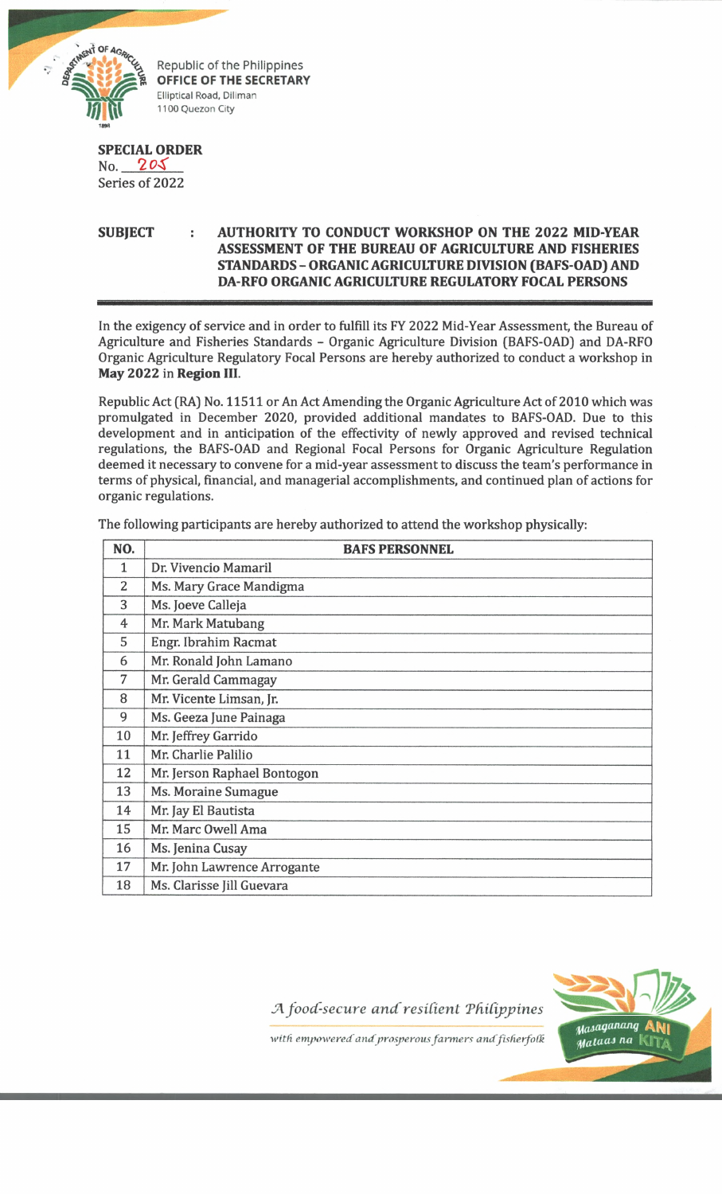Republic of the Philippines
**OFFICE OF THE SECRETARY**
Elliptical Road, Diliman
1100 Quezon City

**SPECIAL ORDER**
No. 205
Series of 2022

**SUBJECT : AUTHORITY TO CONDUCT WORKSHOP ON THE 2022 MID-YEAR ASSESSMENT OF THE BUREAU OF AGRICULTURE AND FISHERIES STANDARDS – ORGANIC AGRICULTURE DIVISION (BAFS-OAD) AND DA-RFO ORGANIC AGRICULTURE REGULATORY FOCAL PERSONS**

In the exigency of service and in order to fulfill its FY 2022 Mid-Year Assessment, the Bureau of Agriculture and Fisheries Standards – Organic Agriculture Division (BAFS-OAD) and DA-RFO Organic Agriculture Regulatory Focal Persons are hereby authorized to conduct a workshop in **May 2022** in **Region III**.

Republic Act (RA) No. 11511 or An Act Amending the Organic Agriculture Act of 2010 which was promulgated in December 2020, provided additional mandates to BAFS-OAD. Due to this development and in anticipation of the effectivity of newly approved and revised technical regulations, the BAFS-OAD and Regional Focal Persons for Organic Agriculture Regulation deemed it necessary to convene for a mid-year assessment to discuss the team's performance in terms of physical, financial, and managerial accomplishments, and continued plan of actions for organic regulations.

The following participants are hereby authorized to attend the workshop physically:

| NO. | BAFS PERSONNEL |
|---|---|
| 1 | Dr. Vivencio Mamaril |
| 2 | Ms. Mary Grace Mandigma |
| 3 | Ms. Joeve Calleja |
| 4 | Mr. Mark Matubang |
| 5 | Engr. Ibrahim Racmat |
| 6 | Mr. Ronald John Lamano |
| 7 | Mr. Gerald Cammagay |
| 8 | Mr. Vicente Limsan, Jr. |
| 9 | Ms. Geeza June Painaga |
| 10 | Mr. Jeffrey Garrido |
| 11 | Mr. Charlie Palilio |
| 12 | Mr. Jerson Raphael Bontogon |
| 13 | Ms. Moraine Sumague |
| 14 | Mr. Jay El Bautista |
| 15 | Mr. Marc Owell Ama |
| 16 | Ms. Jenina Cusay |
| 17 | Mr. John Lawrence Arrogante |
| 18 | Ms. Clarisse Jill Guevara |

*A food-secure and resilient Philippines*
*with empowered and prosperous farmers and fisherfolk*

Masaganang ANI Mataas na KITA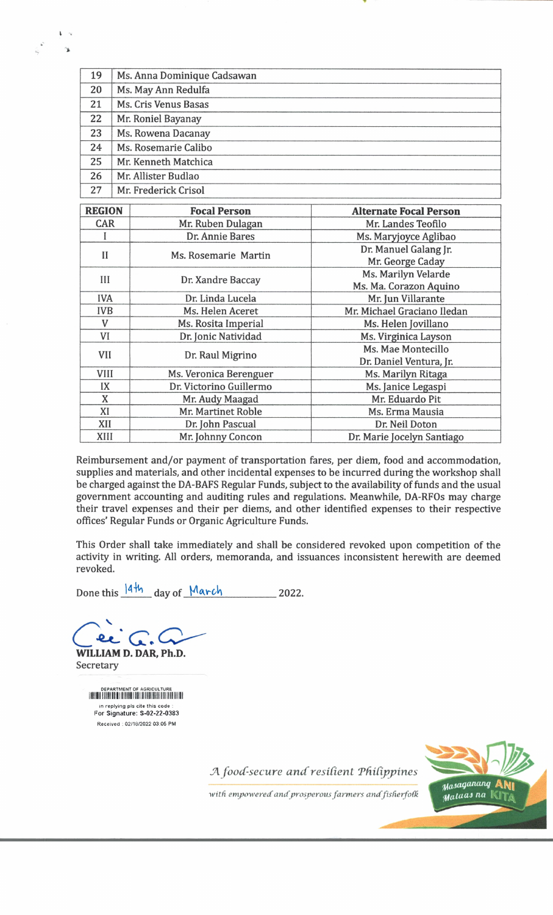| | |
|---|---|
| 19 | Ms. Anna Dominique Cadsawan |
| 20 | Ms. May Ann Redulfa |
| 21 | Ms. Cris Venus Basas |
| 22 | Mr. Roniel Bayanay |
| 23 | Ms. Rowena Dacanay |
| 24 | Ms. Rosemarie Calibo |
| 25 | Mr. Kenneth Matchica |
| 26 | Mr. Allister Budlao |
| 27 | Mr. Frederick Crisol |

| REGION | Focal Person | Alternate Focal Person |
|---|---|---|
| CAR | Mr. Ruben Dulagan | Mr. Landes Teofilo |
| I | Dr. Annie Bares | Ms. Maryjoyce Aglibao |
| II | Ms. Rosemarie Martin | Dr. Manuel Galang Jr.<br>Mr. George Caday |
| III | Dr. Xandre Baccay | Ms. Marilyn Velarde<br>Ms. Ma. Corazon Aquino |
| IVA | Dr. Linda Lucela | Mr. Jun Villarante |
| IVB | Ms. Helen Aceret | Mr. Michael Graciano Iledan |
| V | Ms. Rosita Imperial | Ms. Helen Jovillano |
| VI | Dr. Jonic Natividad | Ms. Virginica Layson |
| VII | Dr. Raul Migrino | Ms. Mae Montecillo<br>Dr. Daniel Ventura, Jr. |
| VIII | Ms. Veronica Berenguer | Ms. Marilyn Ritaga |
| IX | Dr. Victorino Guillermo | Ms. Janice Legaspi |
| X | Mr. Audy Maagad | Mr. Eduardo Pit |
| XI | Mr. Martinet Roble | Ms. Erma Mausia |
| XII | Dr. John Pascual | Dr. Neil Doton |
| XIII | Mr. Johnny Concon | Dr. Marie Jocelyn Santiago |

Reimbursement and/or payment of transportation fares, per diem, food and accommodation, supplies and materials, and other incidental expenses to be incurred during the workshop shall be charged against the DA-BAFS Regular Funds, subject to the availability of funds and the usual government accounting and auditing rules and regulations. Meanwhile, DA-RFOs may charge their travel expenses and their per diems, and other identified expenses to their respective offices' Regular Funds or Organic Agriculture Funds.

This Order shall take immediately and shall be considered revoked upon competition of the activity in writing. All orders, memoranda, and issuances inconsistent herewith are deemed revoked.

Done this 14th day of March 2022.

**WILLIAM D. DAR, Ph.D.**
Secretary

DEPARTMENT OF AGRICULTURE
in replying pls cite this code :
For Signature: S-02-22-0383
Received : 02/18/2022 03:05 PM

*A food-secure and resilient Philippines*

*with empowered and prosperous farmers and fisherfolk*

Masaganang ANI Mataas na KITA